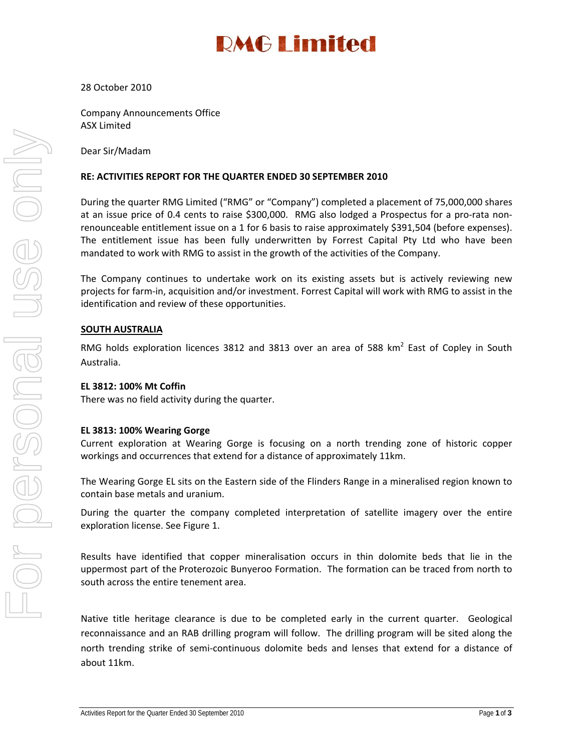# RMG Limited

28 October 2010

Company Announcements Office
ASX Limited

Dear Sir/Madam

**RE: ACTIVITIES REPORT FOR THE QUARTER ENDED 30 SEPTEMBER 2010**

During the quarter RMG Limited ("RMG" or "Company") completed a placement of 75,000,000 shares at an issue price of 0.4 cents to raise $300,000. RMG also lodged a Prospectus for a pro-rata non-renounceable entitlement issue on a 1 for 6 basis to raise approximately $391,504 (before expenses). The entitlement issue has been fully underwritten by Forrest Capital Pty Ltd who have been mandated to work with RMG to assist in the growth of the activities of the Company.

The Company continues to undertake work on its existing assets but is actively reviewing new projects for farm-in, acquisition and/or investment. Forrest Capital will work with RMG to assist in the identification and review of these opportunities.

## SOUTH AUSTRALIA

RMG holds exploration licences 3812 and 3813 over an area of 588 km$^2$ East of Copley in South Australia.

**EL 3812: 100% Mt Coffin**
There was no field activity during the quarter.

**EL 3813: 100% Wearing Gorge**
Current exploration at Wearing Gorge is focusing on a north trending zone of historic copper workings and occurrences that extend for a distance of approximately 11km.

The Wearing Gorge EL sits on the Eastern side of the Flinders Range in a mineralised region known to contain base metals and uranium.

During the quarter the company completed interpretation of satellite imagery over the entire exploration license. See Figure 1.

Results have identified that copper mineralisation occurs in thin dolomite beds that lie in the uppermost part of the Proterozoic Bunyeroo Formation. The formation can be traced from north to south across the entire tenement area.

Native title heritage clearance is due to be completed early in the current quarter. Geological reconnaissance and an RAB drilling program will follow. The drilling program will be sited along the north trending strike of semi-continuous dolomite beds and lenses that extend for a distance of about 11km.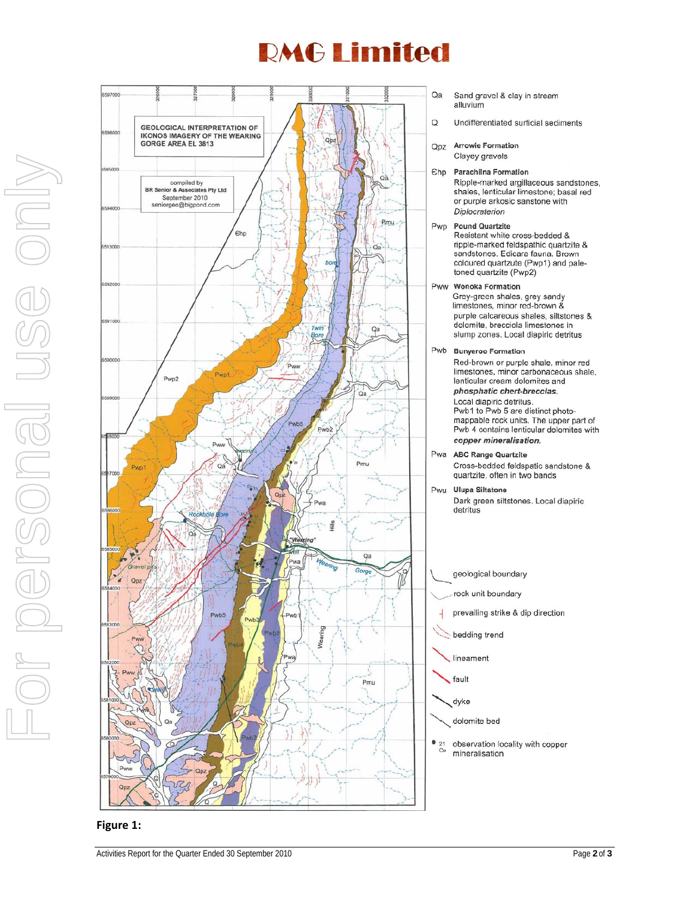# RMG Limited

GEOLOGICAL INTERPRETATION OF IKONOS IMAGERY OF THE WEARING GORGE AREA EL 3813

compiled by
BR Senior & Associates Pty Ltd
September 2010
seniorgeo@bigpond.com

Qa — Sand gravel & clay in stream alluvium

Q — Undifferentiated surficial sediments

Qpz — **Arrowie Formation**
Clayey gravels

Ɛhp — **Parachilna Formation**
Ripple-marked argillaceous sandstones, shales, lenticular limestone; basal red or purple arkosic sanstone with *Diplocraterion*

Pwp — **Pound Quartzite**
Resistant white cross-bedded & ripple-marked feldspathic quartzite & sandstones. Edicara fauna. Brown coloured quartzute (Pwp1) and pale-toned quartzite (Pwp2)

Pww — **Wonoka Formation**
Grey-green shales, grey sandy limestones, minor red-brown & purple calcareous shales, siltstones & dolomite, brecciola limestones in slump zones. Local diapiric detritus

Pwb — **Bunyeroo Formation**
Red-brown or purple shale, minor red limestones, minor carbonaceous shale, lenticular cream dolomites and ***phosphatic chert-breccias***.
Local diapiric detritus.
Pwb1 to Pwb 5 are distinct photo-mappable rock units. The upper part of Pwb 4 contains lenticular dolomites with ***copper mineralisation.***

Pwa — **ABC Range Quartzite**
Cross-bedded feldspatic sandstone & quartzite, often in two bands

Pwu — **Ulupa Siltstone**
Dark green siltstones. Local diapiric detritus

- geological boundary
- rock unit boundary
- prevailing strike & dip direction
- bedding trend
- lineament
- fault
- dyke
- dolomite bed
- observation locality with copper mineralisation

**Figure 1:**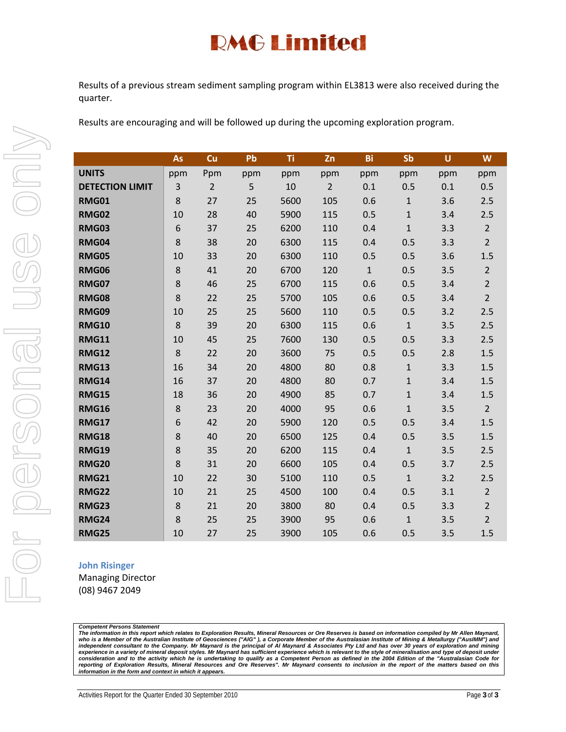Results of a previous stream sediment sampling program within EL3813 were also received during the quarter.

Results are encouraging and will be followed up during the upcoming exploration program.

| | As | Cu | Pb | Ti | Zn | Bi | Sb | U | W |
|---|---|---|---|---|---|---|---|---|---|
| **UNITS** | ppm | Ppm | ppm | ppm | ppm | ppm | ppm | ppm | ppm |
| **DETECTION LIMIT** | 3 | 2 | 5 | 10 | 2 | 0.1 | 0.5 | 0.1 | 0.5 |
| **RMG01** | 8 | 27 | 25 | 5600 | 105 | 0.6 | 1 | 3.6 | 2.5 |
| **RMG02** | 10 | 28 | 40 | 5900 | 115 | 0.5 | 1 | 3.4 | 2.5 |
| **RMG03** | 6 | 37 | 25 | 6200 | 110 | 0.4 | 1 | 3.3 | 2 |
| **RMG04** | 8 | 38 | 20 | 6300 | 115 | 0.4 | 0.5 | 3.3 | 2 |
| **RMG05** | 10 | 33 | 20 | 6300 | 110 | 0.5 | 0.5 | 3.6 | 1.5 |
| **RMG06** | 8 | 41 | 20 | 6700 | 120 | 1 | 0.5 | 3.5 | 2 |
| **RMG07** | 8 | 46 | 25 | 6700 | 115 | 0.6 | 0.5 | 3.4 | 2 |
| **RMG08** | 8 | 22 | 25 | 5700 | 105 | 0.6 | 0.5 | 3.4 | 2 |
| **RMG09** | 10 | 25 | 25 | 5600 | 110 | 0.5 | 0.5 | 3.2 | 2.5 |
| **RMG10** | 8 | 39 | 20 | 6300 | 115 | 0.6 | 1 | 3.5 | 2.5 |
| **RMG11** | 10 | 45 | 25 | 7600 | 130 | 0.5 | 0.5 | 3.3 | 2.5 |
| **RMG12** | 8 | 22 | 20 | 3600 | 75 | 0.5 | 0.5 | 2.8 | 1.5 |
| **RMG13** | 16 | 34 | 20 | 4800 | 80 | 0.8 | 1 | 3.3 | 1.5 |
| **RMG14** | 16 | 37 | 20 | 4800 | 80 | 0.7 | 1 | 3.4 | 1.5 |
| **RMG15** | 18 | 36 | 20 | 4900 | 85 | 0.7 | 1 | 3.4 | 1.5 |
| **RMG16** | 8 | 23 | 20 | 4000 | 95 | 0.6 | 1 | 3.5 | 2 |
| **RMG17** | 6 | 42 | 20 | 5900 | 120 | 0.5 | 0.5 | 3.4 | 1.5 |
| **RMG18** | 8 | 40 | 20 | 6500 | 125 | 0.4 | 0.5 | 3.5 | 1.5 |
| **RMG19** | 8 | 35 | 20 | 6200 | 115 | 0.4 | 1 | 3.5 | 2.5 |
| **RMG20** | 8 | 31 | 20 | 6600 | 105 | 0.4 | 0.5 | 3.7 | 2.5 |
| **RMG21** | 10 | 22 | 30 | 5100 | 110 | 0.5 | 1 | 3.2 | 2.5 |
| **RMG22** | 10 | 21 | 25 | 4500 | 100 | 0.4 | 0.5 | 3.1 | 2 |
| **RMG23** | 8 | 21 | 20 | 3800 | 80 | 0.4 | 0.5 | 3.3 | 2 |
| **RMG24** | 8 | 25 | 25 | 3900 | 95 | 0.6 | 1 | 3.5 | 2 |
| **RMG25** | 10 | 27 | 25 | 3900 | 105 | 0.6 | 0.5 | 3.5 | 1.5 |

**John Risinger**
Managing Director
(08) 9467 2049

***Competent Persons Statement***
*The information in this report which relates to Exploration Results, Mineral Resources or Ore Reserves is based on information compiled by Mr Allen Maynard, who is a Member of the Australian Institute of Geosciences ("AIG" ), a Corporate Member of the Australasian Institute of Mining & Metallurgy ("AusIMM") and independent consultant to the Company. Mr Maynard is the principal of Al Maynard & Associates Pty Ltd and has over 30 years of exploration and mining experience in a variety of mineral deposit styles. Mr Maynard has sufficient experience which is relevant to the style of mineralisation and type of deposit under consideration and to the activity which he is undertaking to qualify as a Competent Person as defined in the 2004 Edition of the "Australasian Code for reporting of Exploration Results, Mineral Resources and Ore Reserves". Mr Maynard consents to inclusion in the report of the matters based on this information in the form and context in which it appears.*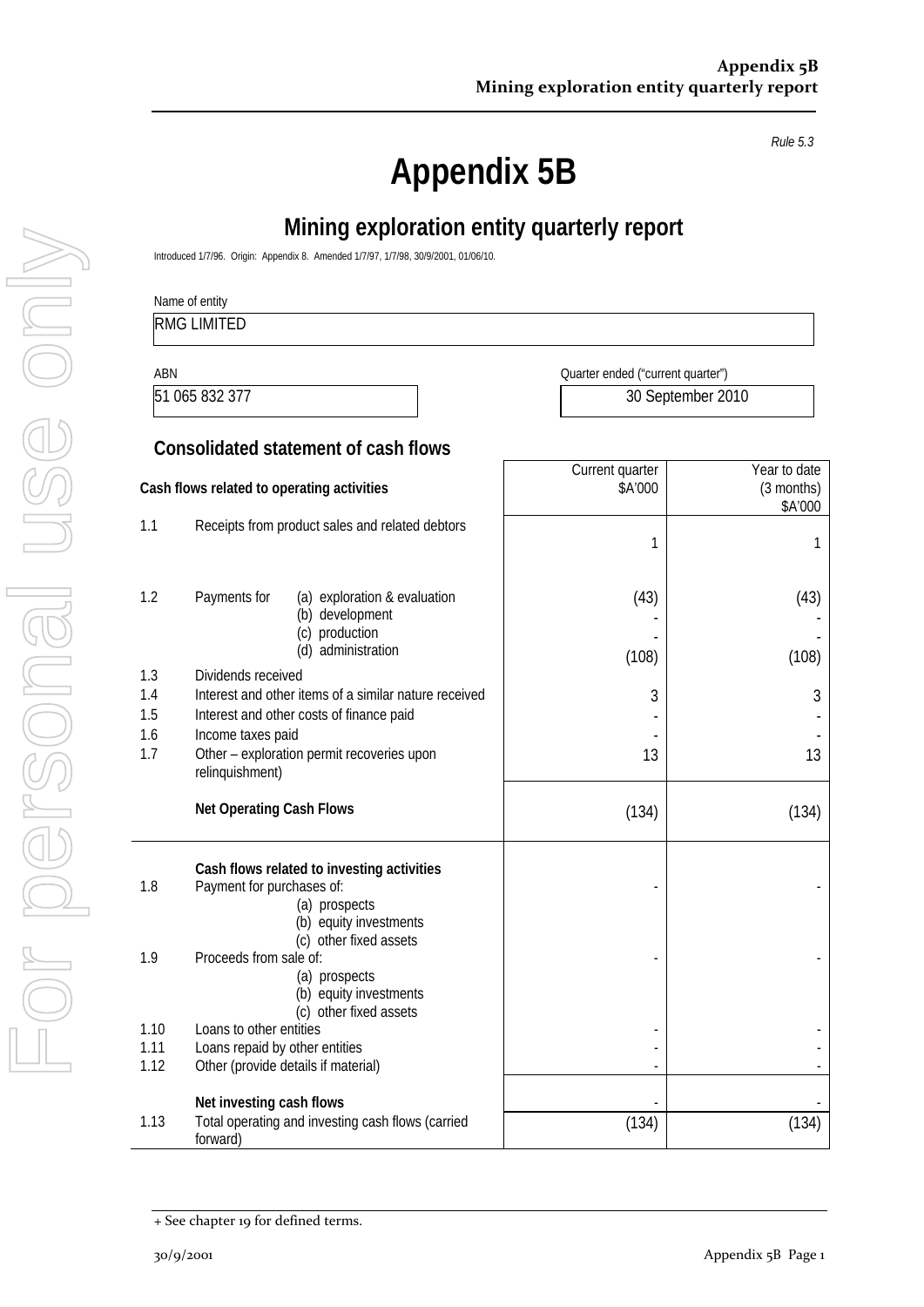Rule 5.3

# Appendix 5B

## Mining exploration entity quarterly report

Introduced 1/7/96. Origin: Appendix 8. Amended 1/7/97, 1/7/98, 30/9/2001, 01/06/10.

| Name of entity |
|---|
| RMG LIMITED |

| ABN | Quarter ended ("current quarter") |
|---|---|
| 51 065 832 377 | 30 September 2010 |

### Consolidated statement of cash flows

| | Cash flows related to operating activities | Current quarter \$A'000 | Year to date (3 months) \$A'000 |
|---|---|---|---|
| 1.1 | Receipts from product sales and related debtors | 1 | 1 |
| 1.2 | Payments for (a) exploration & evaluation | (43) | (43) |
| | (b) development | - | - |
| | (c) production | - | - |
| | (d) administration | (108) | (108) |
| 1.3 | Dividends received | | |
| 1.4 | Interest and other items of a similar nature received | 3 | 3 |
| 1.5 | Interest and other costs of finance paid | - | - |
| 1.6 | Income taxes paid | - | - |
| 1.7 | Other – exploration permit recoveries upon relinquishment) | 13 | 13 |
| | **Net Operating Cash Flows** | (134) | (134) |
| | **Cash flows related to investing activities** | | |
| 1.8 | Payment for purchases of: (a) prospects (b) equity investments (c) other fixed assets | - | - |
| 1.9 | Proceeds from sale of: (a) prospects (b) equity investments (c) other fixed assets | - | - |
| 1.10 | Loans to other entities | - | - |
| 1.11 | Loans repaid by other entities | - | - |
| 1.12 | Other (provide details if material) | - | - |
| | **Net investing cash flows** | - | - |
| 1.13 | Total operating and investing cash flows (carried forward) | (134) | (134) |

+ See chapter 19 for defined terms.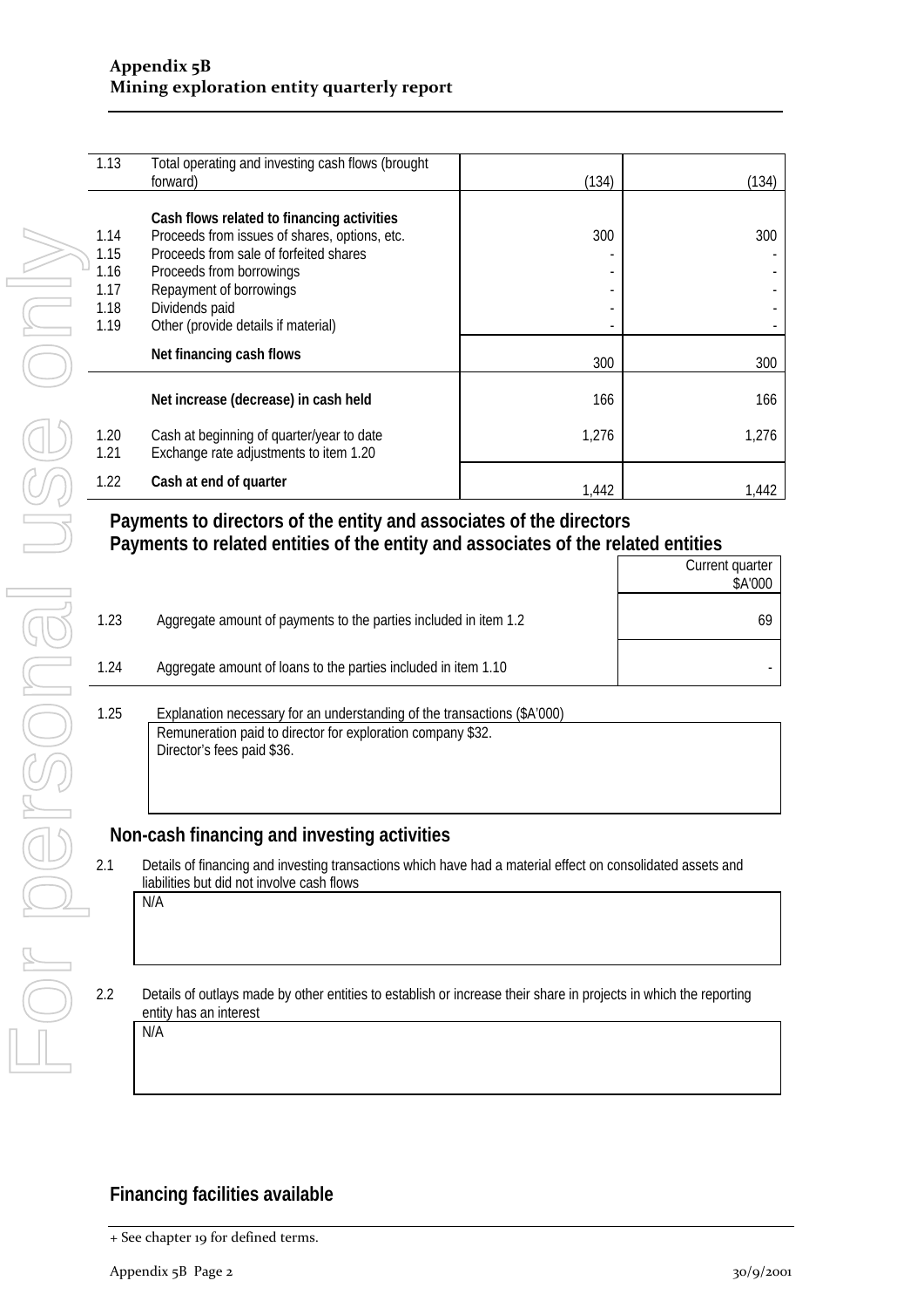| | | | |
|---|---|---|---|
| 1.13 | Total operating and investing cash flows (brought forward) | (134) | (134) |
| | **Cash flows related to financing activities** | | |
| 1.14 | Proceeds from issues of shares, options, etc. | 300 | 300 |
| 1.15 | Proceeds from sale of forfeited shares | - | - |
| 1.16 | Proceeds from borrowings | - | - |
| 1.17 | Repayment of borrowings | - | - |
| 1.18 | Dividends paid | - | - |
| 1.19 | Other (provide details if material) | - | - |
| | **Net financing cash flows** | 300 | 300 |
| | **Net increase (decrease) in cash held** | 166 | 166 |
| 1.20 | Cash at beginning of quarter/year to date | 1,276 | 1,276 |
| 1.21 | Exchange rate adjustments to item 1.20 | | |
| 1.22 | **Cash at end of quarter** | 1,442 | 1,442 |

## Payments to directors of the entity and associates of the directors
## Payments to related entities of the entity and associates of the related entities

| | | Current quarter $A'000 |
|---|---|---|
| 1.23 | Aggregate amount of payments to the parties included in item 1.2 | 69 |
| 1.24 | Aggregate amount of loans to the parties included in item 1.10 | - |

1.25 Explanation necessary for an understanding of the transactions ($A'000)

Remuneration paid to director for exploration company $32.
Director's fees paid $36.

## Non-cash financing and investing activities

2.1 Details of financing and investing transactions which have had a material effect on consolidated assets and liabilities but did not involve cash flows

N/A

2.2 Details of outlays made by other entities to establish or increase their share in projects in which the reporting entity has an interest

N/A

## Financing facilities available

+ See chapter 19 for defined terms.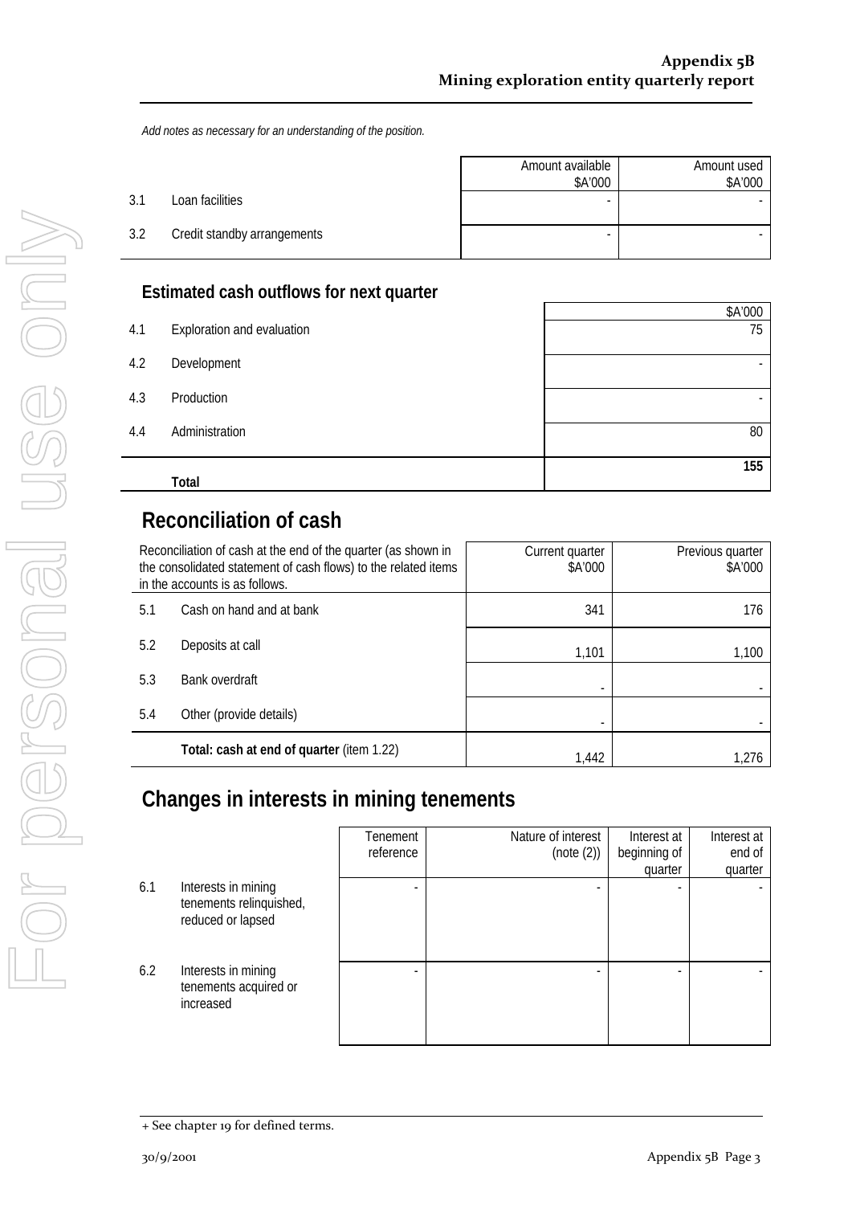*Add notes as necessary for an understanding of the position.*

| | | Amount available $A'000 | Amount used $A'000 |
|---|---|---|---|
| 3.1 | Loan facilities | - | - |
| 3.2 | Credit standby arrangements | - | - |

## Estimated cash outflows for next quarter

| | | $A'000 |
|---|---|---|
| 4.1 | Exploration and evaluation | 75 |
| 4.2 | Development | - |
| 4.3 | Production | - |
| 4.4 | Administration | 80 |
| | **Total** | **155** |

# Reconciliation of cash

| Reconciliation of cash at the end of the quarter (as shown in the consolidated statement of cash flows) to the related items in the accounts is as follows. | | Current quarter $A'000 | Previous quarter $A'000 |
|---|---|---|---|
| 5.1 | Cash on hand and at bank | 341 | 176 |
| 5.2 | Deposits at call | 1,101 | 1,100 |
| 5.3 | Bank overdraft | - | - |
| 5.4 | Other (provide details) | - | - |
| | **Total: cash at end of quarter** (item 1.22) | 1,442 | 1,276 |

# Changes in interests in mining tenements

| | | Tenement reference | Nature of interest (note (2)) | Interest at beginning of quarter | Interest at end of quarter |
|---|---|---|---|---|---|
| 6.1 | Interests in mining tenements relinquished, reduced or lapsed | - | - | - | - |
| 6.2 | Interests in mining tenements acquired or increased | - | - | - | - |

+ See chapter 19 for defined terms.

30/9/2001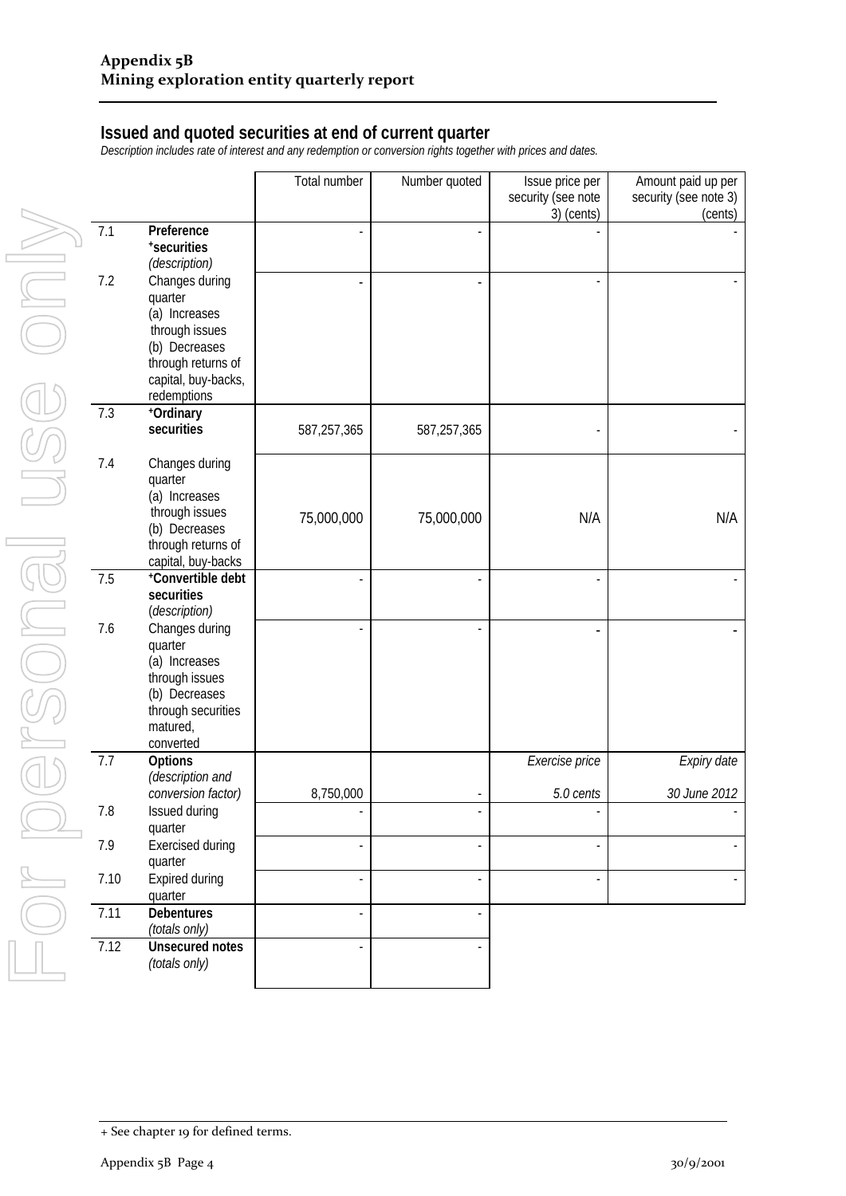## Issued and quoted securities at end of current quarter

*Description includes rate of interest and any redemption or conversion rights together with prices and dates.*

| | | Total number | Number quoted | Issue price per security (see note 3) (cents) | Amount paid up per security (see note 3) (cents) |
|---|---|---|---|---|---|
| 7.1 | **Preference +securities** *(description)* | - | - | - | - |
| 7.2 | Changes during quarter (a) Increases through issues (b) Decreases through returns of capital, buy-backs, redemptions | - | - | - | - |
| 7.3 | **+Ordinary securities** | 587,257,365 | 587,257,365 | - | - |
| 7.4 | Changes during quarter (a) Increases through issues (b) Decreases through returns of capital, buy-backs | 75,000,000 | 75,000,000 | N/A | N/A |
| 7.5 | **+Convertible debt securities** *(description)* | - | - | - | - |
| 7.6 | Changes during quarter (a) Increases through issues (b) Decreases through securities matured, converted | - | - | - | - |
| 7.7 | **Options** *(description and conversion factor)* | 8,750,000 | - | *Exercise price* *5.0 cents* | *Expiry date* *30 June 2012* |
| 7.8 | Issued during quarter | - | - | - | - |
| 7.9 | Exercised during quarter | - | - | - | - |
| 7.10 | Expired during quarter | - | - | - | - |
| 7.11 | **Debentures** *(totals only)* | - | - | | |
| 7.12 | **Unsecured notes** *(totals only)* | - | - | | |

+ See chapter 19 for defined terms.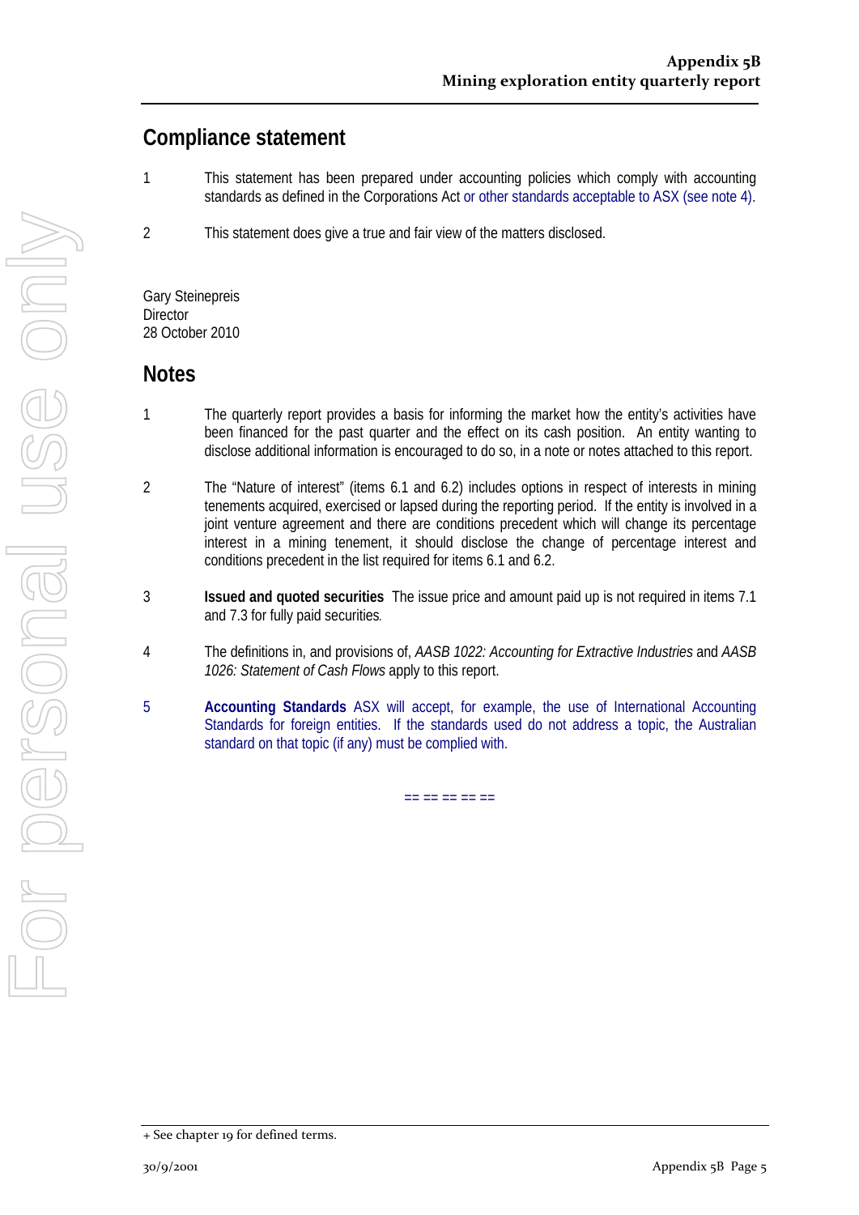## Compliance statement

1 This statement has been prepared under accounting policies which comply with accounting standards as defined in the Corporations Act or other standards acceptable to ASX (see note 4).

2 This statement does give a true and fair view of the matters disclosed.

Gary Steinepreis
Director
28 October 2010

## Notes

1 The quarterly report provides a basis for informing the market how the entity's activities have been financed for the past quarter and the effect on its cash position. An entity wanting to disclose additional information is encouraged to do so, in a note or notes attached to this report.

2 The "Nature of interest" (items 6.1 and 6.2) includes options in respect of interests in mining tenements acquired, exercised or lapsed during the reporting period. If the entity is involved in a joint venture agreement and there are conditions precedent which will change its percentage interest in a mining tenement, it should disclose the change of percentage interest and conditions precedent in the list required for items 6.1 and 6.2.

3 **Issued and quoted securities** The issue price and amount paid up is not required in items 7.1 and 7.3 for fully paid securities.

4 The definitions in, and provisions of, *AASB 1022: Accounting for Extractive Industries* and *AASB 1026: Statement of Cash Flows* apply to this report.

5 **Accounting Standards** ASX will accept, for example, the use of International Accounting Standards for foreign entities. If the standards used do not address a topic, the Australian standard on that topic (if any) must be complied with.

== == == == ==

+ See chapter 19 for defined terms.